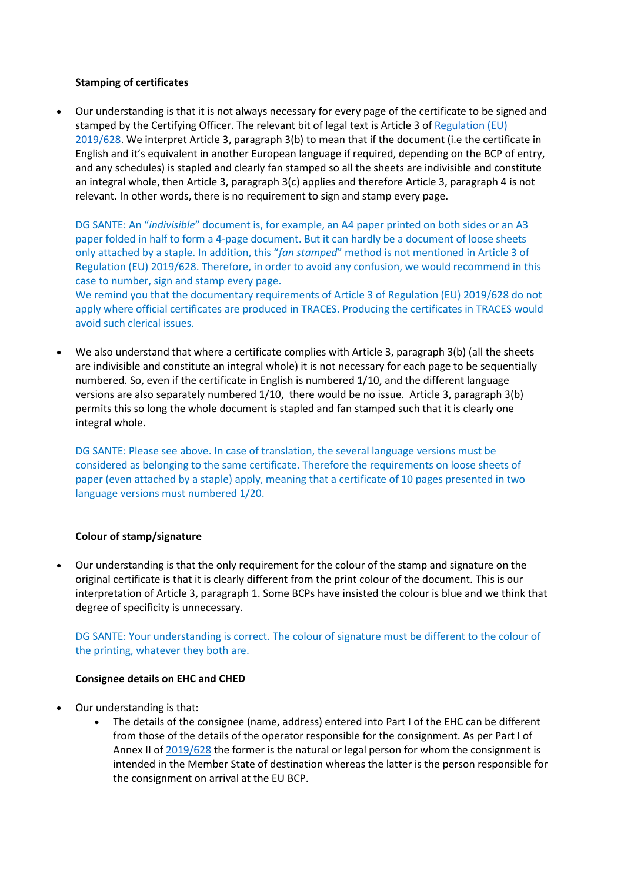**Stamping of certificates**

- Our understanding is that it is not always necessary for every page of the certificate to be signed and stamped by the Certifying Officer. The relevant bit of legal text is Article 3 of Regulation (EU) 2019/628. We interpret Article 3, paragraph 3(b) to mean that if the document (i.e the certificate in English and it's equivalent in another European language if required, depending on the BCP of entry, and any schedules) is stapled and clearly fan stamped so all the sheets are indivisible and constitute an integral whole, then Article 3, paragraph 3(c) applies and therefore Article 3, paragraph 4 is not relevant. In other words, there is no requirement to sign and stamp every page.

  DG SANTE: An "*indivisible*" document is, for example, an A4 paper printed on both sides or an A3 paper folded in half to form a 4-page document. But it can hardly be a document of loose sheets only attached by a staple. In addition, this "*fan stamped*" method is not mentioned in Article 3 of Regulation (EU) 2019/628. Therefore, in order to avoid any confusion, we would recommend in this case to number, sign and stamp every page.
  We remind you that the documentary requirements of Article 3 of Regulation (EU) 2019/628 do not apply where official certificates are produced in TRACES. Producing the certificates in TRACES would avoid such clerical issues.

- We also understand that where a certificate complies with Article 3, paragraph 3(b) (all the sheets are indivisible and constitute an integral whole) it is not necessary for each page to be sequentially numbered. So, even if the certificate in English is numbered 1/10, and the different language versions are also separately numbered 1/10, there would be no issue. Article 3, paragraph 3(b) permits this so long the whole document is stapled and fan stamped such that it is clearly one integral whole.

  DG SANTE: Please see above. In case of translation, the several language versions must be considered as belonging to the same certificate. Therefore the requirements on loose sheets of paper (even attached by a staple) apply, meaning that a certificate of 10 pages presented in two language versions must numbered 1/20.

**Colour of stamp/signature**

- Our understanding is that the only requirement for the colour of the stamp and signature on the original certificate is that it is clearly different from the print colour of the document. This is our interpretation of Article 3, paragraph 1. Some BCPs have insisted the colour is blue and we think that degree of specificity is unnecessary.

  DG SANTE: Your understanding is correct. The colour of signature must be different to the colour of the printing, whatever they both are.

**Consignee details on EHC and CHED**

- Our understanding is that:
  - The details of the consignee (name, address) entered into Part I of the EHC can be different from those of the details of the operator responsible for the consignment. As per Part I of Annex II of 2019/628 the former is the natural or legal person for whom the consignment is intended in the Member State of destination whereas the latter is the person responsible for the consignment on arrival at the EU BCP.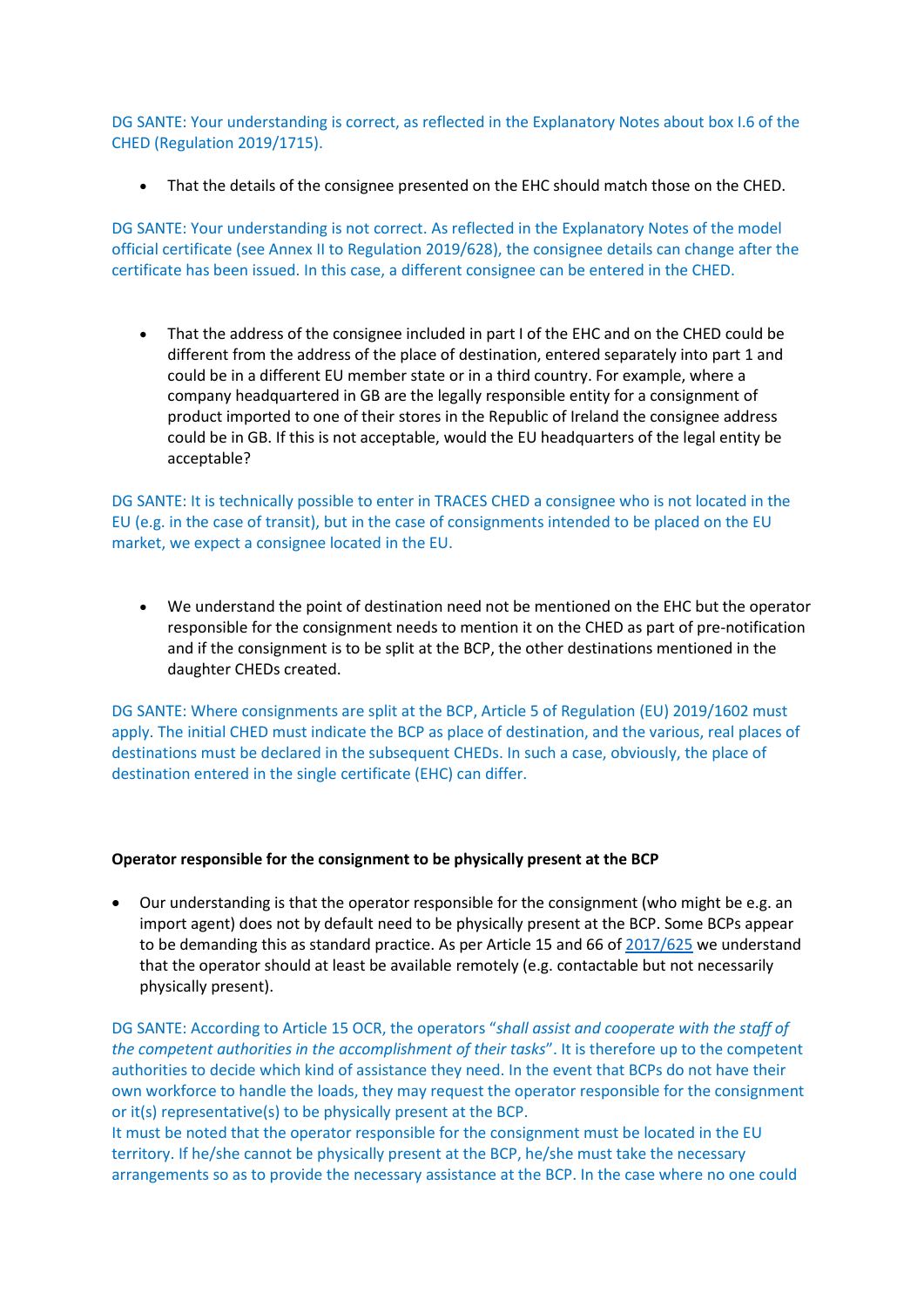DG SANTE: Your understanding is correct, as reflected in the Explanatory Notes about box I.6 of the CHED (Regulation 2019/1715).

- That the details of the consignee presented on the EHC should match those on the CHED.

DG SANTE: Your understanding is not correct. As reflected in the Explanatory Notes of the model official certificate (see Annex II to Regulation 2019/628), the consignee details can change after the certificate has been issued. In this case, a different consignee can be entered in the CHED.

- That the address of the consignee included in part I of the EHC and on the CHED could be different from the address of the place of destination, entered separately into part 1 and could be in a different EU member state or in a third country. For example, where a company headquartered in GB are the legally responsible entity for a consignment of product imported to one of their stores in the Republic of Ireland the consignee address could be in GB. If this is not acceptable, would the EU headquarters of the legal entity be acceptable?

DG SANTE: It is technically possible to enter in TRACES CHED a consignee who is not located in the EU (e.g. in the case of transit), but in the case of consignments intended to be placed on the EU market, we expect a consignee located in the EU.

- We understand the point of destination need not be mentioned on the EHC but the operator responsible for the consignment needs to mention it on the CHED as part of pre-notification and if the consignment is to be split at the BCP, the other destinations mentioned in the daughter CHEDs created.

DG SANTE: Where consignments are split at the BCP, Article 5 of Regulation (EU) 2019/1602 must apply. The initial CHED must indicate the BCP as place of destination, and the various, real places of destinations must be declared in the subsequent CHEDs. In such a case, obviously, the place of destination entered in the single certificate (EHC) can differ.

**Operator responsible for the consignment to be physically present at the BCP**

- Our understanding is that the operator responsible for the consignment (who might be e.g. an import agent) does not by default need to be physically present at the BCP. Some BCPs appear to be demanding this as standard practice. As per Article 15 and 66 of 2017/625 we understand that the operator should at least be available remotely (e.g. contactable but not necessarily physically present).

DG SANTE: According to Article 15 OCR, the operators "*shall assist and cooperate with the staff of the competent authorities in the accomplishment of their tasks*". It is therefore up to the competent authorities to decide which kind of assistance they need. In the event that BCPs do not have their own workforce to handle the loads, they may request the operator responsible for the consignment or it(s) representative(s) to be physically present at the BCP.
It must be noted that the operator responsible for the consignment must be located in the EU territory. If he/she cannot be physically present at the BCP, he/she must take the necessary arrangements so as to provide the necessary assistance at the BCP. In the case where no one could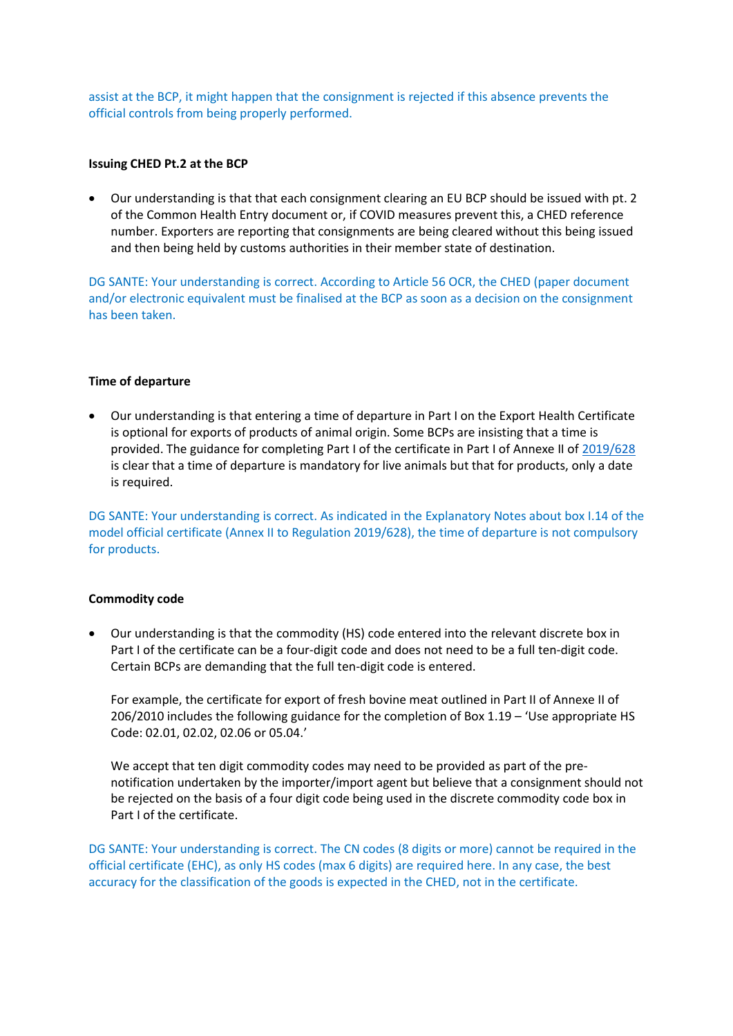assist at the BCP, it might happen that the consignment is rejected if this absence prevents the official controls from being properly performed.

**Issuing CHED Pt.2 at the BCP**

- Our understanding is that that each consignment clearing an EU BCP should be issued with pt. 2 of the Common Health Entry document or, if COVID measures prevent this, a CHED reference number. Exporters are reporting that consignments are being cleared without this being issued and then being held by customs authorities in their member state of destination.

DG SANTE: Your understanding is correct. According to Article 56 OCR, the CHED (paper document and/or electronic equivalent must be finalised at the BCP as soon as a decision on the consignment has been taken.

**Time of departure**

- Our understanding is that entering a time of departure in Part I on the Export Health Certificate is optional for exports of products of animal origin. Some BCPs are insisting that a time is provided. The guidance for completing Part I of the certificate in Part I of Annexe II of 2019/628 is clear that a time of departure is mandatory for live animals but that for products, only a date is required.

DG SANTE: Your understanding is correct. As indicated in the Explanatory Notes about box I.14 of the model official certificate (Annex II to Regulation 2019/628), the time of departure is not compulsory for products.

**Commodity code**

- Our understanding is that the commodity (HS) code entered into the relevant discrete box in Part I of the certificate can be a four-digit code and does not need to be a full ten-digit code. Certain BCPs are demanding that the full ten-digit code is entered.

  For example, the certificate for export of fresh bovine meat outlined in Part II of Annexe II of 206/2010 includes the following guidance for the completion of Box 1.19 – 'Use appropriate HS Code: 02.01, 02.02, 02.06 or 05.04.'

  We accept that ten digit commodity codes may need to be provided as part of the pre-notification undertaken by the importer/import agent but believe that a consignment should not be rejected on the basis of a four digit code being used in the discrete commodity code box in Part I of the certificate.

DG SANTE: Your understanding is correct. The CN codes (8 digits or more) cannot be required in the official certificate (EHC), as only HS codes (max 6 digits) are required here. In any case, the best accuracy for the classification of the goods is expected in the CHED, not in the certificate.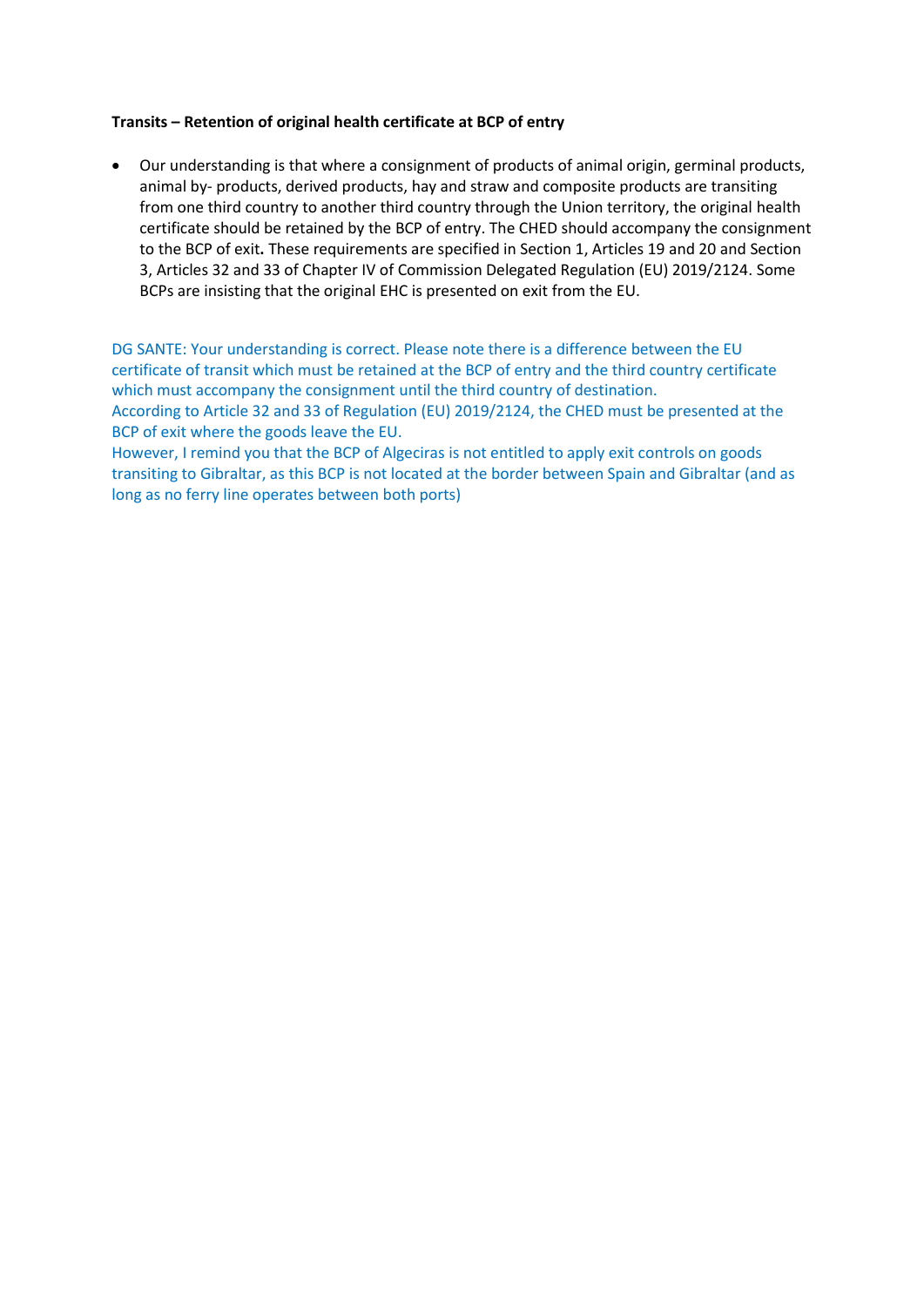**Transits – Retention of original health certificate at BCP of entry**

- Our understanding is that where a consignment of products of animal origin, germinal products, animal by- products, derived products, hay and straw and composite products are transiting from one third country to another third country through the Union territory, the original health certificate should be retained by the BCP of entry. The CHED should accompany the consignment to the BCP of exit**.** These requirements are specified in Section 1, Articles 19 and 20 and Section 3, Articles 32 and 33 of Chapter IV of Commission Delegated Regulation (EU) 2019/2124. Some BCPs are insisting that the original EHC is presented on exit from the EU.

DG SANTE: Your understanding is correct. Please note there is a difference between the EU certificate of transit which must be retained at the BCP of entry and the third country certificate which must accompany the consignment until the third country of destination.
According to Article 32 and 33 of Regulation (EU) 2019/2124, the CHED must be presented at the BCP of exit where the goods leave the EU.
However, I remind you that the BCP of Algeciras is not entitled to apply exit controls on goods transiting to Gibraltar, as this BCP is not located at the border between Spain and Gibraltar (and as long as no ferry line operates between both ports)